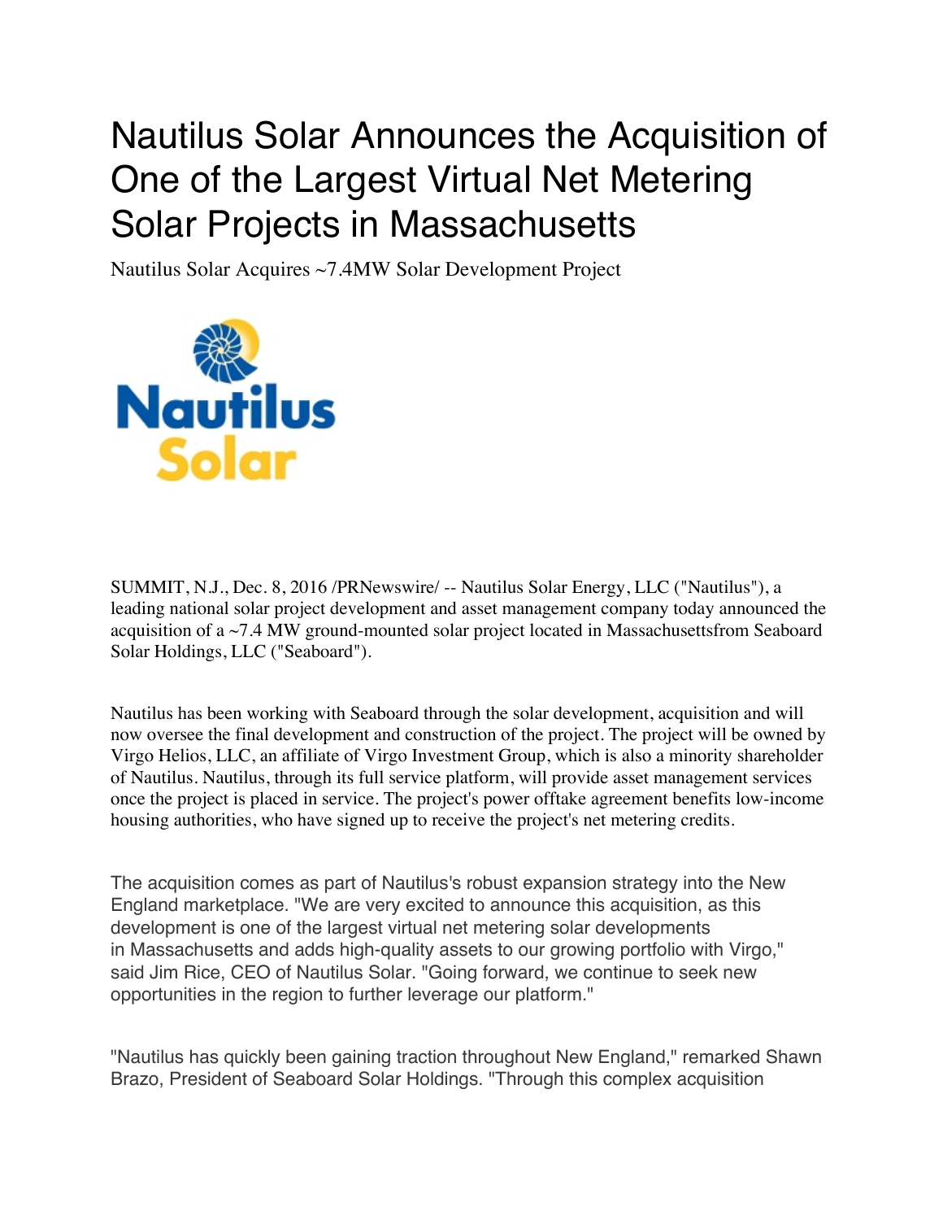# Nautilus Solar Announces the Acquisition of One of the Largest Virtual Net Metering Solar Projects in Massachusetts

Nautilus Solar Acquires ~7.4MW Solar Development Project

SUMMIT, N.J., Dec. 8, 2016 /PRNewswire/ -- Nautilus Solar Energy, LLC ("Nautilus"), a leading national solar project development and asset management company today announced the acquisition of a ~7.4 MW ground-mounted solar project located in Massachusettsfrom Seaboard Solar Holdings, LLC ("Seaboard").

Nautilus has been working with Seaboard through the solar development, acquisition and will now oversee the final development and construction of the project. The project will be owned by Virgo Helios, LLC, an affiliate of Virgo Investment Group, which is also a minority shareholder of Nautilus. Nautilus, through its full service platform, will provide asset management services once the project is placed in service. The project's power offtake agreement benefits low-income housing authorities, who have signed up to receive the project's net metering credits.

The acquisition comes as part of Nautilus's robust expansion strategy into the New England marketplace. "We are very excited to announce this acquisition, as this development is one of the largest virtual net metering solar developments in Massachusetts and adds high-quality assets to our growing portfolio with Virgo," said Jim Rice, CEO of Nautilus Solar. "Going forward, we continue to seek new opportunities in the region to further leverage our platform."

"Nautilus has quickly been gaining traction throughout New England," remarked Shawn Brazo, President of Seaboard Solar Holdings. "Through this complex acquisition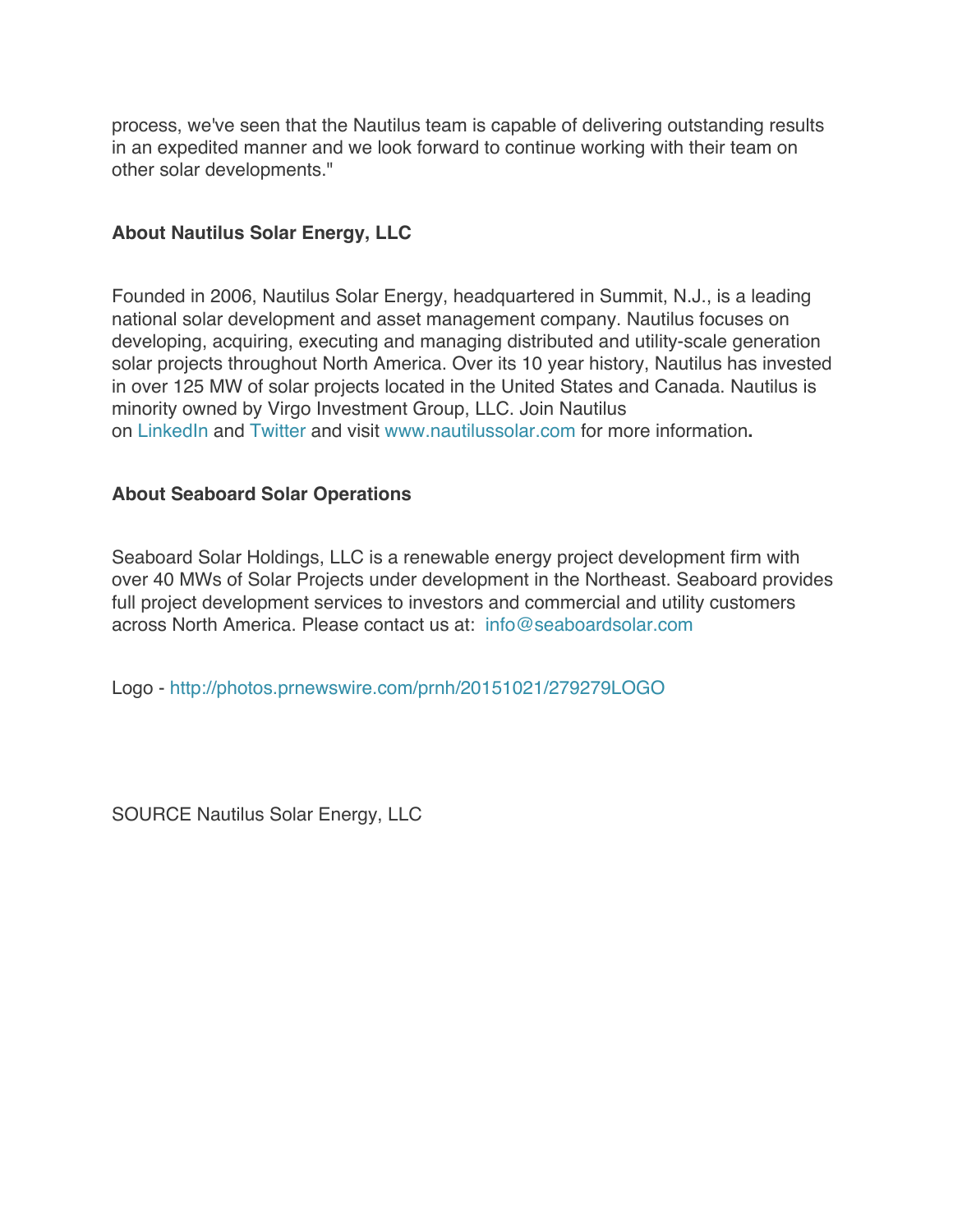process, we've seen that the Nautilus team is capable of delivering outstanding results in an expedited manner and we look forward to continue working with their team on other solar developments."

**About Nautilus Solar Energy, LLC**

Founded in 2006, Nautilus Solar Energy, headquartered in Summit, N.J., is a leading national solar development and asset management company. Nautilus focuses on developing, acquiring, executing and managing distributed and utility-scale generation solar projects throughout North America. Over its 10 year history, Nautilus has invested in over 125 MW of solar projects located in the United States and Canada. Nautilus is minority owned by Virgo Investment Group, LLC. Join Nautilus on LinkedIn and Twitter and visit www.nautilussolar.com for more information**.**

**About Seaboard Solar Operations**

Seaboard Solar Holdings, LLC is a renewable energy project development firm with over 40 MWs of Solar Projects under development in the Northeast. Seaboard provides full project development services to investors and commercial and utility customers across North America. Please contact us at: info@seaboardsolar.com

Logo - http://photos.prnewswire.com/prnh/20151021/279279LOGO

SOURCE Nautilus Solar Energy, LLC